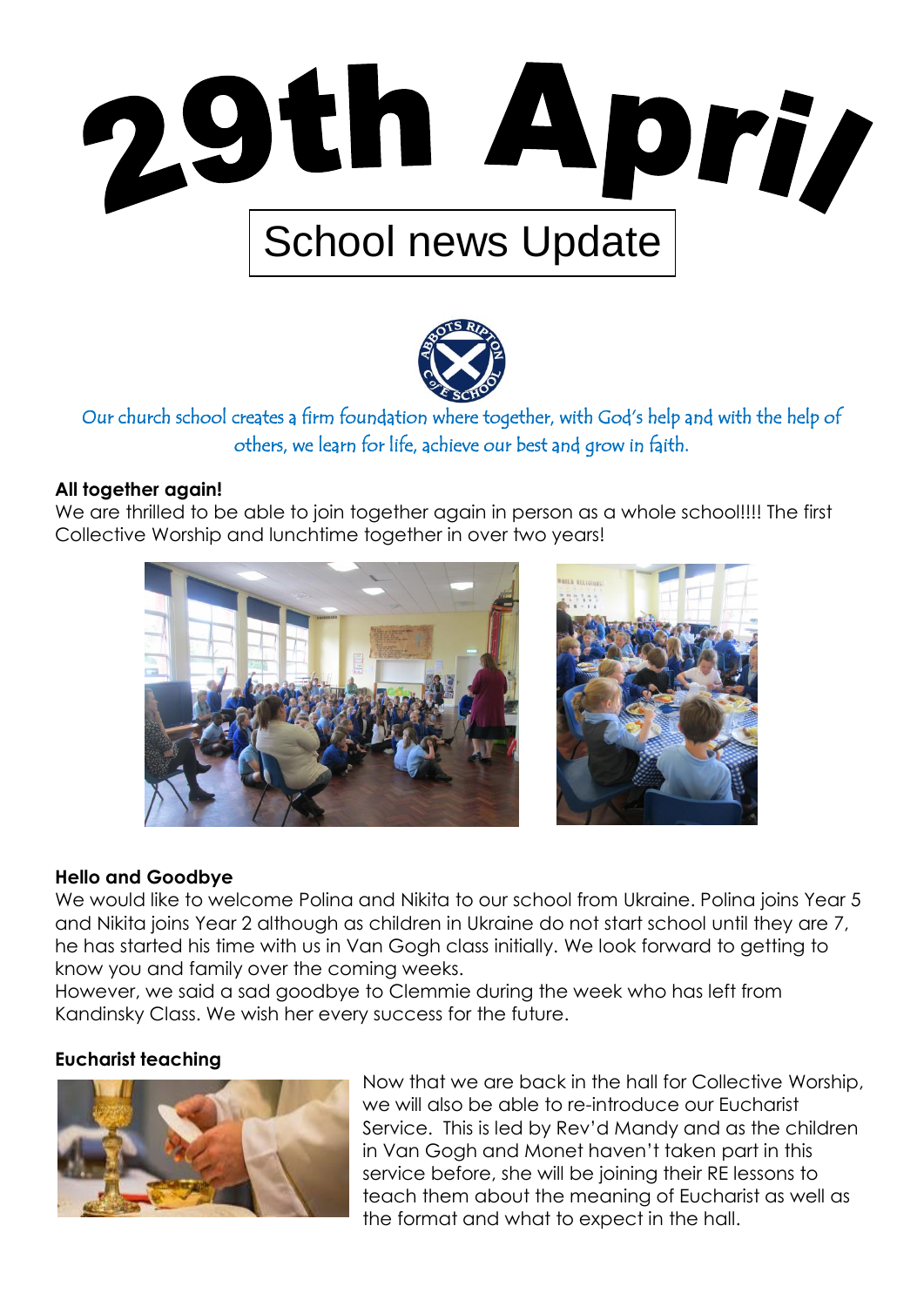# 29th April

## School news Update

Our church school creates a firm foundation where together, with God's help and with the help of others, we learn for life, achieve our best and grow in faith.

**All together again!**

We are thrilled to be able to join together again in person as a whole school!!!! The first Collective Worship and lunchtime together in over two years!

**Hello and Goodbye**

We would like to welcome Polina and Nikita to our school from Ukraine. Polina joins Year 5 and Nikita joins Year 2 although as children in Ukraine do not start school until they are 7, he has started his time with us in Van Gogh class initially. We look forward to getting to know you and family over the coming weeks.

However, we said a sad goodbye to Clemmie during the week who has left from Kandinsky Class. We wish her every success for the future.

**Eucharist teaching**

Now that we are back in the hall for Collective Worship, we will also be able to re-introduce our Eucharist Service. This is led by Rev'd Mandy and as the children in Van Gogh and Monet haven't taken part in this service before, she will be joining their RE lessons to teach them about the meaning of Eucharist as well as the format and what to expect in the hall.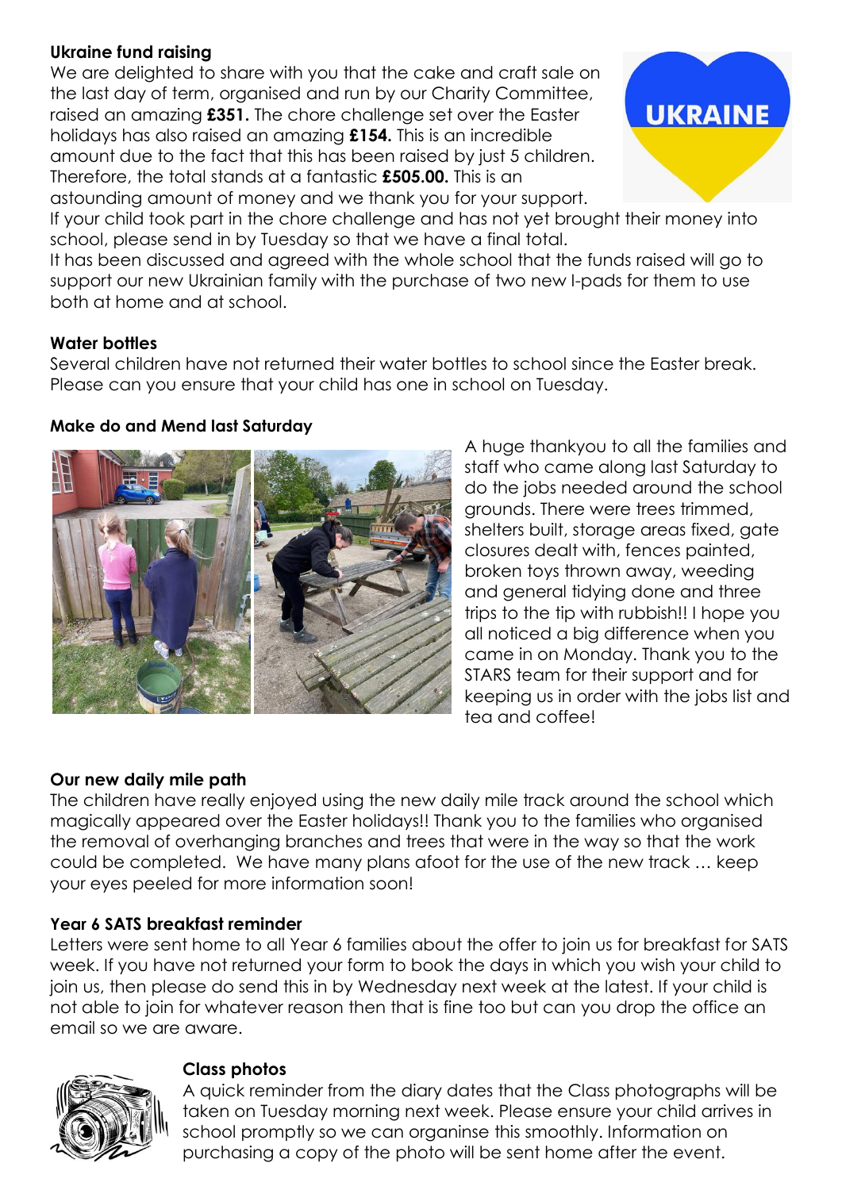**Ukraine fund raising**

We are delighted to share with you that the cake and craft sale on the last day of term, organised and run by our Charity Committee, raised an amazing **£351.** The chore challenge set over the Easter holidays has also raised an amazing **£154.** This is an incredible amount due to the fact that this has been raised by just 5 children. Therefore, the total stands at a fantastic **£505.00.** This is an astounding amount of money and we thank you for your support. If your child took part in the chore challenge and has not yet brought their money into school, please send in by Tuesday so that we have a final total.

It has been discussed and agreed with the whole school that the funds raised will go to support our new Ukrainian family with the purchase of two new I-pads for them to use both at home and at school.

**Water bottles**

Several children have not returned their water bottles to school since the Easter break. Please can you ensure that your child has one in school on Tuesday.

**Make do and Mend last Saturday**

A huge thankyou to all the families and staff who came along last Saturday to do the jobs needed around the school grounds. There were trees trimmed, shelters built, storage areas fixed, gate closures dealt with, fences painted, broken toys thrown away, weeding and general tidying done and three trips to the tip with rubbish!! I hope you all noticed a big difference when you came in on Monday. Thank you to the STARS team for their support and for keeping us in order with the jobs list and tea and coffee!

**Our new daily mile path**

The children have really enjoyed using the new daily mile track around the school which magically appeared over the Easter holidays!! Thank you to the families who organised the removal of overhanging branches and trees that were in the way so that the work could be completed. We have many plans afoot for the use of the new track … keep your eyes peeled for more information soon!

**Year 6 SATS breakfast reminder**

Letters were sent home to all Year 6 families about the offer to join us for breakfast for SATS week. If you have not returned your form to book the days in which you wish your child to join us, then please do send this in by Wednesday next week at the latest. If your child is not able to join for whatever reason then that is fine too but can you drop the office an email so we are aware.

**Class photos**

A quick reminder from the diary dates that the Class photographs will be taken on Tuesday morning next week. Please ensure your child arrives in school promptly so we can organinse this smoothly. Information on purchasing a copy of the photo will be sent home after the event.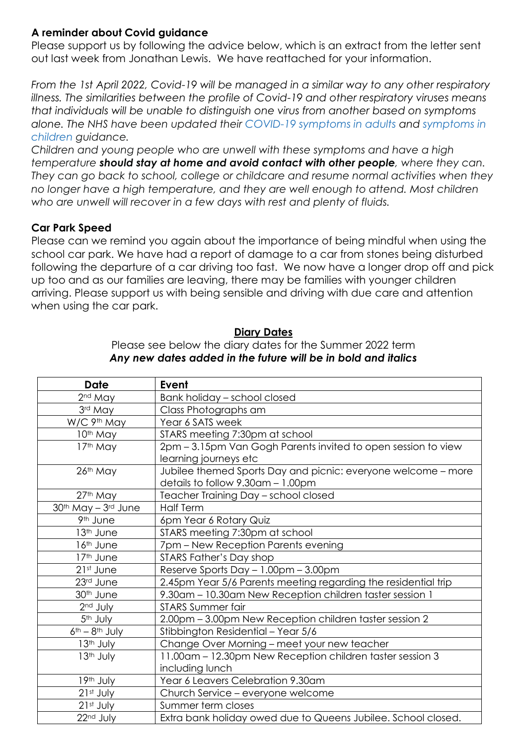**A reminder about Covid guidance**

Please support us by following the advice below, which is an extract from the letter sent out last week from Jonathan Lewis. We have reattached for your information.

*From the 1st April 2022, Covid-19 will be managed in a similar way to any other respiratory illness. The similarities between the profile of Covid-19 and other respiratory viruses means that individuals will be unable to distinguish one virus from another based on symptoms alone. The NHS have been updated their COVID-19 symptoms in adults and symptoms in children guidance.*

*Children and young people who are unwell with these symptoms and have a high temperature* ***should stay at home and avoid contact with other people****, where they can. They can go back to school, college or childcare and resume normal activities when they no longer have a high temperature, and they are well enough to attend. Most children who are unwell will recover in a few days with rest and plenty of fluids.*

**Car Park Speed**

Please can we remind you again about the importance of being mindful when using the school car park. We have had a report of damage to a car from stones being disturbed following the departure of a car driving too fast. We now have a longer drop off and pick up too and as our families are leaving, there may be families with younger children arriving. Please support us with being sensible and driving with due care and attention when using the car park.

**Diary Dates**

Please see below the diary dates for the Summer 2022 term

***Any new dates added in the future will be in bold and italics***

| Date | Event |
|---|---|
| 2nd May | Bank holiday – school closed |
| 3rd May | Class Photographs am |
| W/C 9th May | Year 6 SATS week |
| 10th May | STARS meeting 7:30pm at school |
| 17th May | 2pm – 3.15pm Van Gogh Parents invited to open session to view learning journeys etc |
| 26th May | Jubilee themed Sports Day and picnic: everyone welcome – more details to follow 9.30am – 1.00pm |
| 27th May | Teacher Training Day – school closed |
| 30th May – 3rd June | Half Term |
| 9th June | 6pm Year 6 Rotary Quiz |
| 13th June | STARS meeting 7:30pm at school |
| 16th June | 7pm – New Reception Parents evening |
| 17th June | STARS Father's Day shop |
| 21st June | Reserve Sports Day – 1.00pm – 3.00pm |
| 23rd June | 2.45pm Year 5/6 Parents meeting regarding the residential trip |
| 30th June | 9.30am – 10.30am New Reception children taster session 1 |
| 2nd July | STARS Summer fair |
| 5th July | 2.00pm – 3.00pm New Reception children taster session 2 |
| 6th – 8th July | Stibbington Residential – Year 5/6 |
| 13th July | Change Over Morning – meet your new teacher |
| 13th July | 11.00am – 12.30pm New Reception children taster session 3 including lunch |
| 19th July | Year 6 Leavers Celebration 9.30am |
| 21st July | Church Service – everyone welcome |
| 21st July | Summer term closes |
| 22nd July | Extra bank holiday owed due to Queens Jubilee. School closed. |